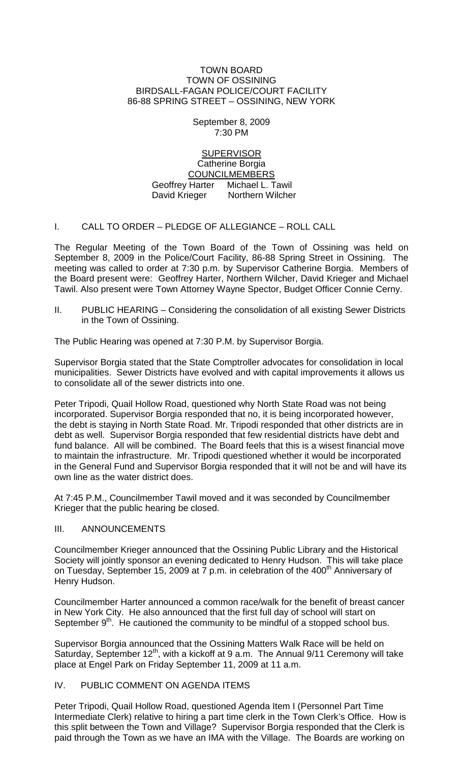TOWN BOARD
TOWN OF OSSINING
BIRDSALL-FAGAN POLICE/COURT FACILITY
86-88 SPRING STREET – OSSINING, NEW YORK

September 8, 2009
7:30 PM

SUPERVISOR
Catherine Borgia
COUNCILMEMBERS
Geoffrey Harter   Michael L. Tawil
David Krieger   Northern Wilcher

I. CALL TO ORDER – PLEDGE OF ALLEGIANCE – ROLL CALL

The Regular Meeting of the Town Board of the Town of Ossining was held on September 8, 2009 in the Police/Court Facility, 86-88 Spring Street in Ossining. The meeting was called to order at 7:30 p.m. by Supervisor Catherine Borgia. Members of the Board present were: Geoffrey Harter, Northern Wilcher, David Krieger and Michael Tawil. Also present were Town Attorney Wayne Spector, Budget Officer Connie Cerny.

II. PUBLIC HEARING – Considering the consolidation of all existing Sewer Districts in the Town of Ossining.

The Public Hearing was opened at 7:30 P.M. by Supervisor Borgia.

Supervisor Borgia stated that the State Comptroller advocates for consolidation in local municipalities. Sewer Districts have evolved and with capital improvements it allows us to consolidate all of the sewer districts into one.

Peter Tripodi, Quail Hollow Road, questioned why North State Road was not being incorporated. Supervisor Borgia responded that no, it is being incorporated however, the debt is staying in North State Road. Mr. Tripodi responded that other districts are in debt as well. Supervisor Borgia responded that few residential districts have debt and fund balance. All will be combined. The Board feels that this is a wisest financial move to maintain the infrastructure. Mr. Tripodi questioned whether it would be incorporated in the General Fund and Supervisor Borgia responded that it will not be and will have its own line as the water district does.

At 7:45 P.M., Councilmember Tawil moved and it was seconded by Councilmember Krieger that the public hearing be closed.

III. ANNOUNCEMENTS

Councilmember Krieger announced that the Ossining Public Library and the Historical Society will jointly sponsor an evening dedicated to Henry Hudson. This will take place on Tuesday, September 15, 2009 at 7 p.m. in celebration of the 400th Anniversary of Henry Hudson.

Councilmember Harter announced a common race/walk for the benefit of breast cancer in New York City. He also announced that the first full day of school will start on September 9th. He cautioned the community to be mindful of a stopped school bus.

Supervisor Borgia announced that the Ossining Matters Walk Race will be held on Saturday, September 12th, with a kickoff at 9 a.m. The Annual 9/11 Ceremony will take place at Engel Park on Friday September 11, 2009 at 11 a.m.

IV. PUBLIC COMMENT ON AGENDA ITEMS

Peter Tripodi, Quail Hollow Road, questioned Agenda Item I (Personnel Part Time Intermediate Clerk) relative to hiring a part time clerk in the Town Clerk's Office. How is this split between the Town and Village? Supervisor Borgia responded that the Clerk is paid through the Town as we have an IMA with the Village. The Boards are working on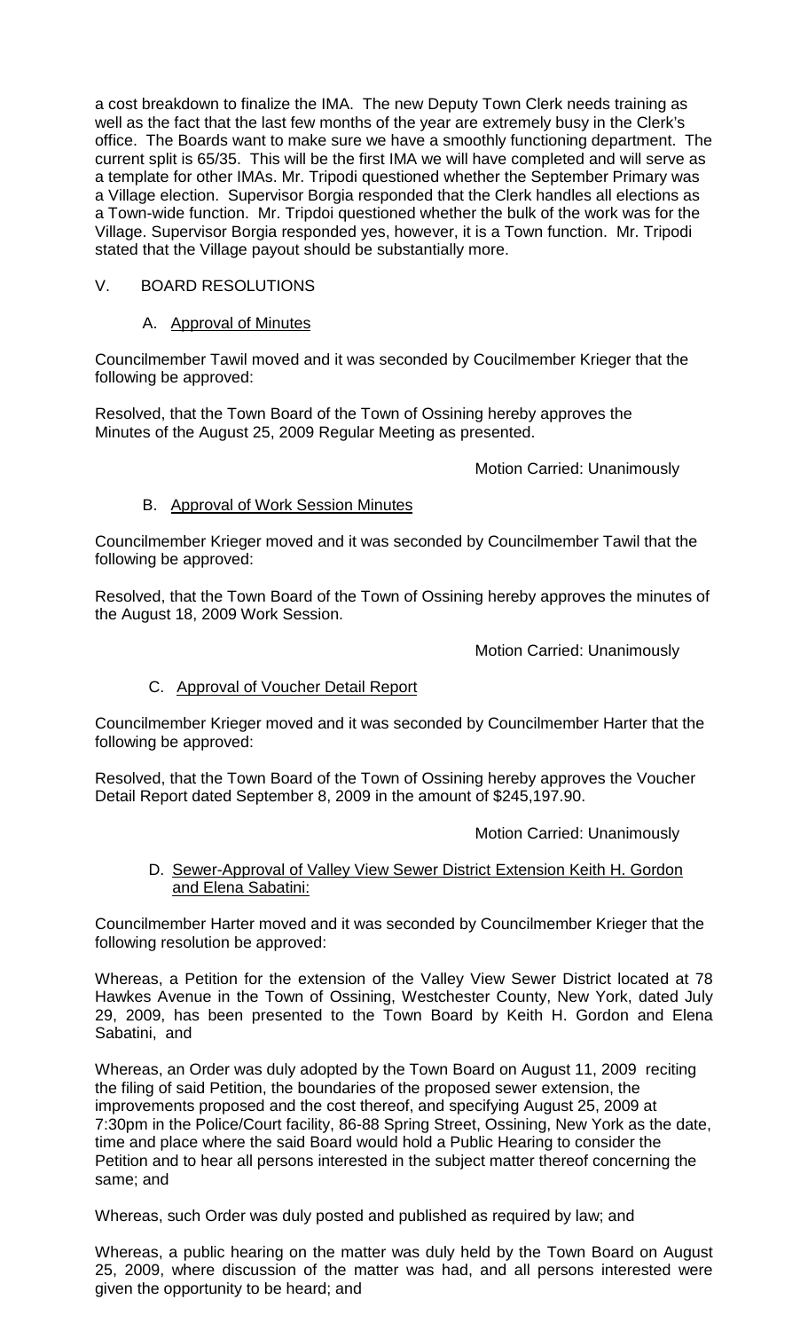a cost breakdown to finalize the IMA. The new Deputy Town Clerk needs training as well as the fact that the last few months of the year are extremely busy in the Clerk's office. The Boards want to make sure we have a smoothly functioning department. The current split is 65/35. This will be the first IMA we will have completed and will serve as a template for other IMAs. Mr. Tripodi questioned whether the September Primary was a Village election. Supervisor Borgia responded that the Clerk handles all elections as a Town-wide function. Mr. Tripdoi questioned whether the bulk of the work was for the Village. Supervisor Borgia responded yes, however, it is a Town function. Mr. Tripodi stated that the Village payout should be substantially more.

## V. BOARD RESOLUTIONS

### A. Approval of Minutes

Councilmember Tawil moved and it was seconded by Coucilmember Krieger that the following be approved:

Resolved, that the Town Board of the Town of Ossining hereby approves the Minutes of the August 25, 2009 Regular Meeting as presented.

Motion Carried: Unanimously

### B. Approval of Work Session Minutes

Councilmember Krieger moved and it was seconded by Councilmember Tawil that the following be approved:

Resolved, that the Town Board of the Town of Ossining hereby approves the minutes of the August 18, 2009 Work Session.

Motion Carried: Unanimously

### C. Approval of Voucher Detail Report

Councilmember Krieger moved and it was seconded by Councilmember Harter that the following be approved:

Resolved, that the Town Board of the Town of Ossining hereby approves the Voucher Detail Report dated September 8, 2009 in the amount of $245,197.90.

Motion Carried: Unanimously

### D. Sewer-Approval of Valley View Sewer District Extension Keith H. Gordon and Elena Sabatini:

Councilmember Harter moved and it was seconded by Councilmember Krieger that the following resolution be approved:

Whereas, a Petition for the extension of the Valley View Sewer District located at 78 Hawkes Avenue in the Town of Ossining, Westchester County, New York, dated July 29, 2009, has been presented to the Town Board by Keith H. Gordon and Elena Sabatini, and

Whereas, an Order was duly adopted by the Town Board on August 11, 2009 reciting the filing of said Petition, the boundaries of the proposed sewer extension, the improvements proposed and the cost thereof, and specifying August 25, 2009 at 7:30pm in the Police/Court facility, 86-88 Spring Street, Ossining, New York as the date, time and place where the said Board would hold a Public Hearing to consider the Petition and to hear all persons interested in the subject matter thereof concerning the same; and

Whereas, such Order was duly posted and published as required by law; and

Whereas, a public hearing on the matter was duly held by the Town Board on August 25, 2009, where discussion of the matter was had, and all persons interested were given the opportunity to be heard; and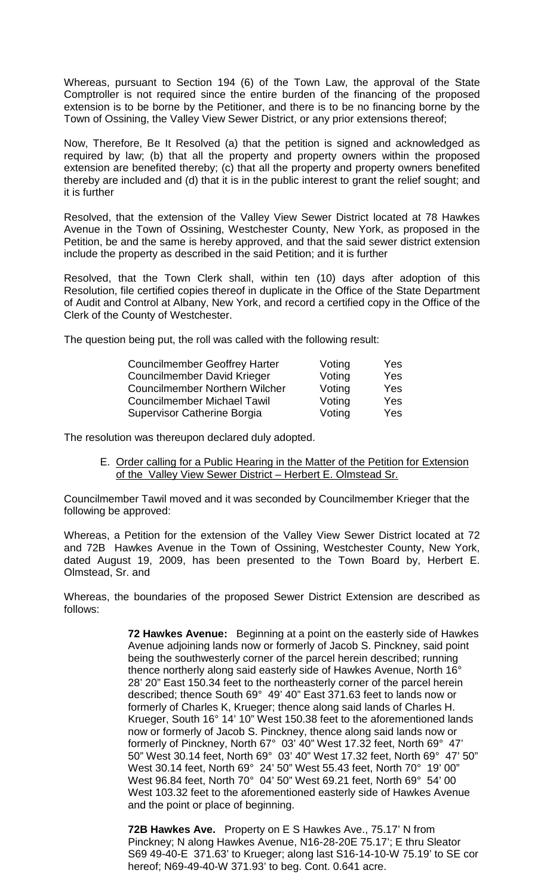Whereas, pursuant to Section 194 (6) of the Town Law, the approval of the State Comptroller is not required since the entire burden of the financing of the proposed extension is to be borne by the Petitioner, and there is to be no financing borne by the Town of Ossining, the Valley View Sewer District, or any prior extensions thereof;

Now, Therefore, Be It Resolved (a) that the petition is signed and acknowledged as required by law; (b) that all the property and property owners within the proposed extension are benefited thereby; (c) that all the property and property owners benefited thereby are included and (d) that it is in the public interest to grant the relief sought; and it is further

Resolved, that the extension of the Valley View Sewer District located at 78 Hawkes Avenue in the Town of Ossining, Westchester County, New York, as proposed in the Petition, be and the same is hereby approved, and that the said sewer district extension include the property as described in the said Petition; and it is further

Resolved, that the Town Clerk shall, within ten (10) days after adoption of this Resolution, file certified copies thereof in duplicate in the Office of the State Department of Audit and Control at Albany, New York, and record a certified copy in the Office of the Clerk of the County of Westchester.

The question being put, the roll was called with the following result:

| | | |
|---|---|---|
| Councilmember Geoffrey Harter | Voting | Yes |
| Councilmember David Krieger | Voting | Yes |
| Councilmember Northern Wilcher | Voting | Yes |
| Councilmember Michael Tawil | Voting | Yes |
| Supervisor Catherine Borgia | Voting | Yes |

The resolution was thereupon declared duly adopted.

E. Order calling for a Public Hearing in the Matter of the Petition for Extension of the Valley View Sewer District – Herbert E. Olmstead Sr.

Councilmember Tawil moved and it was seconded by Councilmember Krieger that the following be approved:

Whereas, a Petition for the extension of the Valley View Sewer District located at 72 and 72B Hawkes Avenue in the Town of Ossining, Westchester County, New York, dated August 19, 2009, has been presented to the Town Board by, Herbert E. Olmstead, Sr. and

Whereas, the boundaries of the proposed Sewer District Extension are described as follows:

**72 Hawkes Avenue:** Beginning at a point on the easterly side of Hawkes Avenue adjoining lands now or formerly of Jacob S. Pinckney, said point being the southwesterly corner of the parcel herein described; running thence northerly along said easterly side of Hawkes Avenue, North 16° 28' 20" East 150.34 feet to the northeasterly corner of the parcel herein described; thence South 69° 49' 40" East 371.63 feet to lands now or formerly of Charles K, Krueger; thence along said lands of Charles H. Krueger, South 16° 14' 10" West 150.38 feet to the aforementioned lands now or formerly of Jacob S. Pinckney, thence along said lands now or formerly of Pinckney, North 67° 03' 40" West 17.32 feet, North 69° 47' 50" West 30.14 feet, North 69° 03' 40" West 17.32 feet, North 69° 47' 50" West 30.14 feet, North 69° 24' 50" West 55.43 feet, North 70° 19' 00" West 96.84 feet, North 70° 04' 50" West 69.21 feet, North 69° 54' 00 West 103.32 feet to the aforementioned easterly side of Hawkes Avenue and the point or place of beginning.

**72B Hawkes Ave.** Property on E S Hawkes Ave., 75.17' N from Pinckney; N along Hawkes Avenue, N16-28-20E 75.17'; E thru Sleator S69 49-40-E 371.63' to Krueger; along last S16-14-10-W 75.19' to SE cor hereof; N69-49-40-W 371.93' to beg. Cont. 0.641 acre.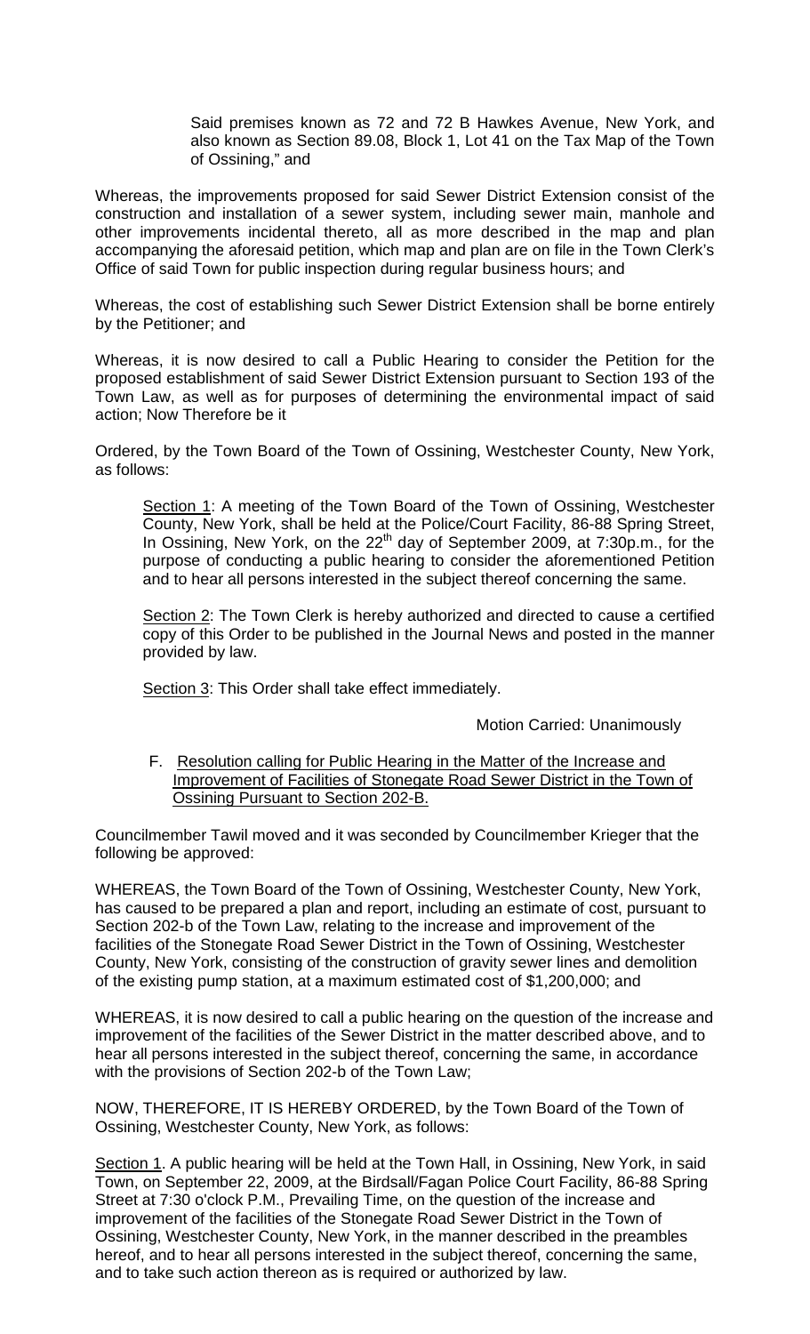Said premises known as 72 and 72 B Hawkes Avenue, New York, and also known as Section 89.08, Block 1, Lot 41 on the Tax Map of the Town of Ossining," and

Whereas, the improvements proposed for said Sewer District Extension consist of the construction and installation of a sewer system, including sewer main, manhole and other improvements incidental thereto, all as more described in the map and plan accompanying the aforesaid petition, which map and plan are on file in the Town Clerk's Office of said Town for public inspection during regular business hours; and

Whereas, the cost of establishing such Sewer District Extension shall be borne entirely by the Petitioner; and

Whereas, it is now desired to call a Public Hearing to consider the Petition for the proposed establishment of said Sewer District Extension pursuant to Section 193 of the Town Law, as well as for purposes of determining the environmental impact of said action; Now Therefore be it

Ordered, by the Town Board of the Town of Ossining, Westchester County, New York, as follows:

Section 1: A meeting of the Town Board of the Town of Ossining, Westchester County, New York, shall be held at the Police/Court Facility, 86-88 Spring Street, In Ossining, New York, on the 22nd day of September 2009, at 7:30p.m., for the purpose of conducting a public hearing to consider the aforementioned Petition and to hear all persons interested in the subject thereof concerning the same.

Section 2: The Town Clerk is hereby authorized and directed to cause a certified copy of this Order to be published in the Journal News and posted in the manner provided by law.

Section 3: This Order shall take effect immediately.

Motion Carried: Unanimously

F. Resolution calling for Public Hearing in the Matter of the Increase and Improvement of Facilities of Stonegate Road Sewer District in the Town of Ossining Pursuant to Section 202-B.

Councilmember Tawil moved and it was seconded by Councilmember Krieger that the following be approved:

WHEREAS, the Town Board of the Town of Ossining, Westchester County, New York, has caused to be prepared a plan and report, including an estimate of cost, pursuant to Section 202-b of the Town Law, relating to the increase and improvement of the facilities of the Stonegate Road Sewer District in the Town of Ossining, Westchester County, New York, consisting of the construction of gravity sewer lines and demolition of the existing pump station, at a maximum estimated cost of $1,200,000; and

WHEREAS, it is now desired to call a public hearing on the question of the increase and improvement of the facilities of the Sewer District in the matter described above, and to hear all persons interested in the subject thereof, concerning the same, in accordance with the provisions of Section 202-b of the Town Law;

NOW, THEREFORE, IT IS HEREBY ORDERED, by the Town Board of the Town of Ossining, Westchester County, New York, as follows:

Section 1. A public hearing will be held at the Town Hall, in Ossining, New York, in said Town, on September 22, 2009, at the Birdsall/Fagan Police Court Facility, 86-88 Spring Street at 7:30 o'clock P.M., Prevailing Time, on the question of the increase and improvement of the facilities of the Stonegate Road Sewer District in the Town of Ossining, Westchester County, New York, in the manner described in the preambles hereof, and to hear all persons interested in the subject thereof, concerning the same, and to take such action thereon as is required or authorized by law.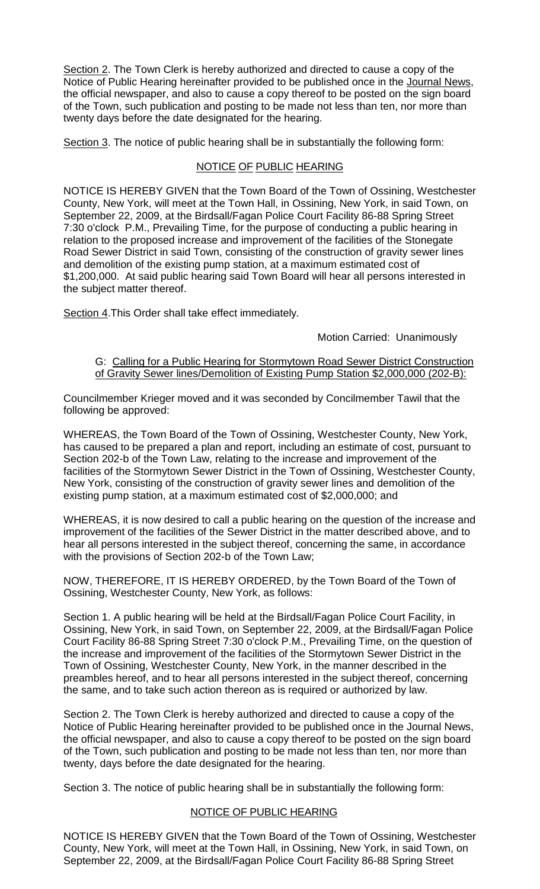Section 2. The Town Clerk is hereby authorized and directed to cause a copy of the Notice of Public Hearing hereinafter provided to be published once in the Journal News, the official newspaper, and also to cause a copy thereof to be posted on the sign board of the Town, such publication and posting to be made not less than ten, nor more than twenty days before the date designated for the hearing.

Section 3. The notice of public hearing shall be in substantially the following form:

NOTICE OF PUBLIC HEARING

NOTICE IS HEREBY GIVEN that the Town Board of the Town of Ossining, Westchester County, New York, will meet at the Town Hall, in Ossining, New York, in said Town, on September 22, 2009, at the Birdsall/Fagan Police Court Facility 86-88 Spring Street 7:30 o'clock P.M., Prevailing Time, for the purpose of conducting a public hearing in relation to the proposed increase and improvement of the facilities of the Stonegate Road Sewer District in said Town, consisting of the construction of gravity sewer lines and demolition of the existing pump station, at a maximum estimated cost of $1,200,000. At said public hearing said Town Board will hear all persons interested in the subject matter thereof.

Section 4. This Order shall take effect immediately.

Motion Carried: Unanimously

G: Calling for a Public Hearing for Stormytown Road Sewer District Construction of Gravity Sewer lines/Demolition of Existing Pump Station $2,000,000 (202-B):

Councilmember Krieger moved and it was seconded by Concilmember Tawil that the following be approved:

WHEREAS, the Town Board of the Town of Ossining, Westchester County, New York, has caused to be prepared a plan and report, including an estimate of cost, pursuant to Section 202-b of the Town Law, relating to the increase and improvement of the facilities of the Stormytown Sewer District in the Town of Ossining, Westchester County, New York, consisting of the construction of gravity sewer lines and demolition of the existing pump station, at a maximum estimated cost of $2,000,000; and

WHEREAS, it is now desired to call a public hearing on the question of the increase and improvement of the facilities of the Sewer District in the matter described above, and to hear all persons interested in the subject thereof, concerning the same, in accordance with the provisions of Section 202-b of the Town Law;

NOW, THEREFORE, IT IS HEREBY ORDERED, by the Town Board of the Town of Ossining, Westchester County, New York, as follows:

Section 1. A public hearing will be held at the Birdsall/Fagan Police Court Facility, in Ossining, New York, in said Town, on September 22, 2009, at the Birdsall/Fagan Police Court Facility 86-88 Spring Street 7:30 o'clock P.M., Prevailing Time, on the question of the increase and improvement of the facilities of the Stormytown Sewer District in the Town of Ossining, Westchester County, New York, in the manner described in the preambles hereof, and to hear all persons interested in the subject thereof, concerning the same, and to take such action thereon as is required or authorized by law.

Section 2. The Town Clerk is hereby authorized and directed to cause a copy of the Notice of Public Hearing hereinafter provided to be published once in the Journal News, the official newspaper, and also to cause a copy thereof to be posted on the sign board of the Town, such publication and posting to be made not less than ten, nor more than twenty, days before the date designated for the hearing.

Section 3. The notice of public hearing shall be in substantially the following form:

NOTICE OF PUBLIC HEARING

NOTICE IS HEREBY GIVEN that the Town Board of the Town of Ossining, Westchester County, New York, will meet at the Town Hall, in Ossining, New York, in said Town, on September 22, 2009, at the Birdsall/Fagan Police Court Facility 86-88 Spring Street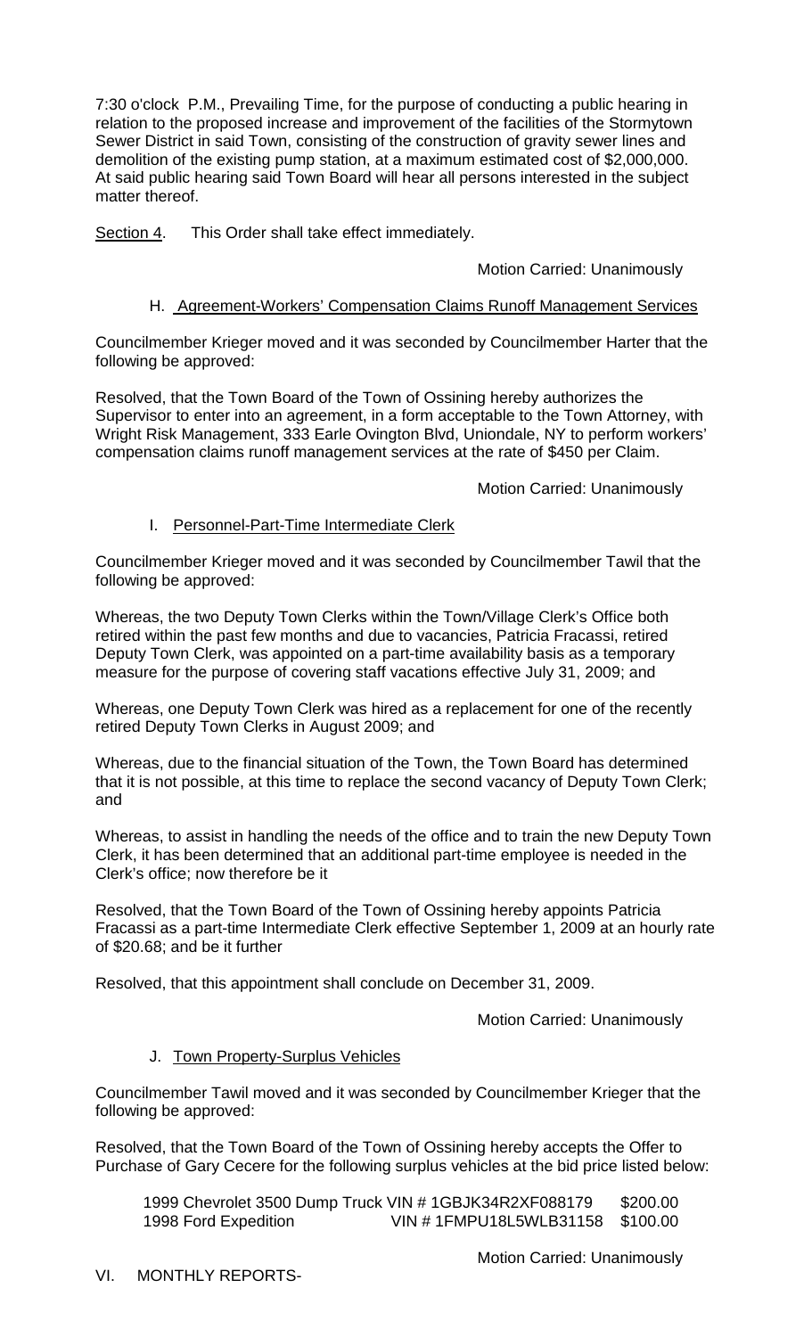7:30 o'clock P.M., Prevailing Time, for the purpose of conducting a public hearing in relation to the proposed increase and improvement of the facilities of the Stormytown Sewer District in said Town, consisting of the construction of gravity sewer lines and demolition of the existing pump station, at a maximum estimated cost of $2,000,000. At said public hearing said Town Board will hear all persons interested in the subject matter thereof.

Section 4. This Order shall take effect immediately.

Motion Carried: Unanimously

H. Agreement-Workers' Compensation Claims Runoff Management Services

Councilmember Krieger moved and it was seconded by Councilmember Harter that the following be approved:

Resolved, that the Town Board of the Town of Ossining hereby authorizes the Supervisor to enter into an agreement, in a form acceptable to the Town Attorney, with Wright Risk Management, 333 Earle Ovington Blvd, Uniondale, NY to perform workers' compensation claims runoff management services at the rate of $450 per Claim.

Motion Carried: Unanimously

I. Personnel-Part-Time Intermediate Clerk

Councilmember Krieger moved and it was seconded by Councilmember Tawil that the following be approved:

Whereas, the two Deputy Town Clerks within the Town/Village Clerk's Office both retired within the past few months and due to vacancies, Patricia Fracassi, retired Deputy Town Clerk, was appointed on a part-time availability basis as a temporary measure for the purpose of covering staff vacations effective July 31, 2009; and

Whereas, one Deputy Town Clerk was hired as a replacement for one of the recently retired Deputy Town Clerks in August 2009; and

Whereas, due to the financial situation of the Town, the Town Board has determined that it is not possible, at this time to replace the second vacancy of Deputy Town Clerk; and

Whereas, to assist in handling the needs of the office and to train the new Deputy Town Clerk, it has been determined that an additional part-time employee is needed in the Clerk's office; now therefore be it

Resolved, that the Town Board of the Town of Ossining hereby appoints Patricia Fracassi as a part-time Intermediate Clerk effective September 1, 2009 at an hourly rate of $20.68; and be it further

Resolved, that this appointment shall conclude on December 31, 2009.

Motion Carried: Unanimously

J. Town Property-Surplus Vehicles

Councilmember Tawil moved and it was seconded by Councilmember Krieger that the following be approved:

Resolved, that the Town Board of the Town of Ossining hereby accepts the Offer to Purchase of Gary Cecere for the following surplus vehicles at the bid price listed below:

| | | |
|---|---|---|
| 1999 Chevrolet 3500 Dump Truck | VIN # 1GBJK34R2XF088179 | $200.00 |
| 1998 Ford Expedition | VIN # 1FMPU18L5WLB31158 | $100.00 |

Motion Carried: Unanimously

VI. MONTHLY REPORTS-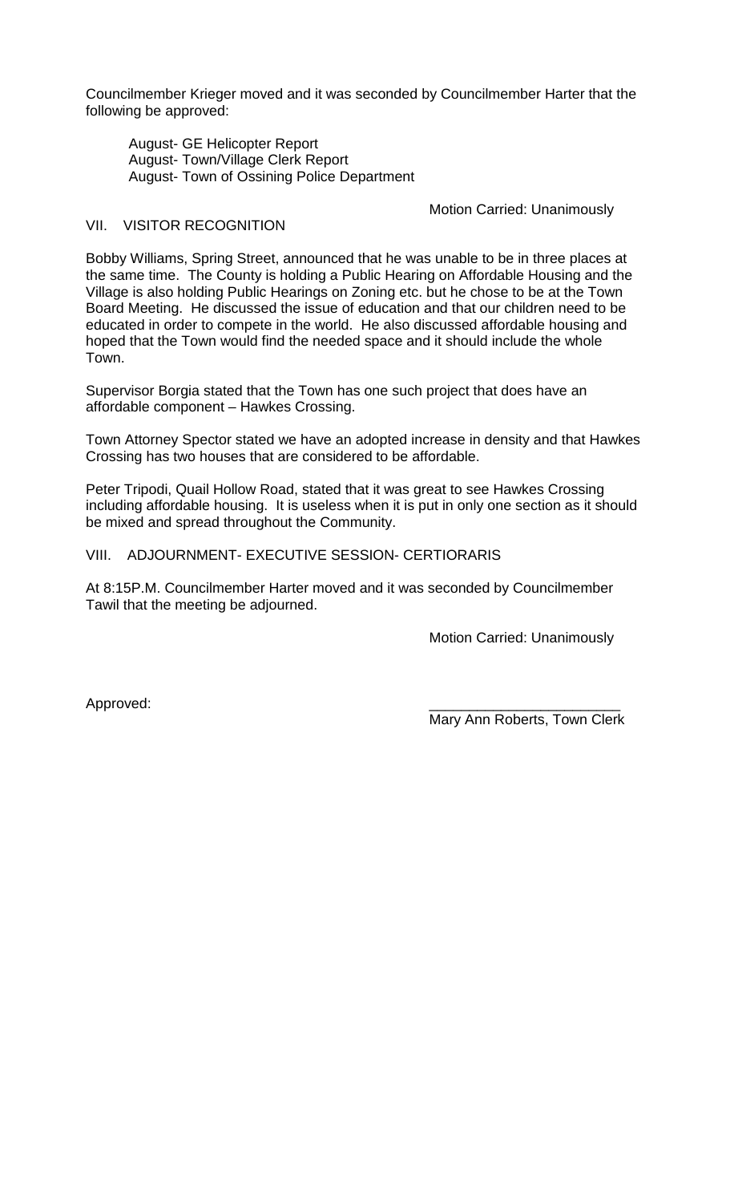Councilmember Krieger moved and it was seconded by Councilmember Harter that the following be approved:

August- GE Helicopter Report
August- Town/Village Clerk Report
August- Town of Ossining Police Department

Motion Carried: Unanimously

VII. VISITOR RECOGNITION

Bobby Williams, Spring Street, announced that he was unable to be in three places at the same time. The County is holding a Public Hearing on Affordable Housing and the Village is also holding Public Hearings on Zoning etc. but he chose to be at the Town Board Meeting. He discussed the issue of education and that our children need to be educated in order to compete in the world. He also discussed affordable housing and hoped that the Town would find the needed space and it should include the whole Town.

Supervisor Borgia stated that the Town has one such project that does have an affordable component – Hawkes Crossing.

Town Attorney Spector stated we have an adopted increase in density and that Hawkes Crossing has two houses that are considered to be affordable.

Peter Tripodi, Quail Hollow Road, stated that it was great to see Hawkes Crossing including affordable housing. It is useless when it is put in only one section as it should be mixed and spread throughout the Community.

VIII. ADJOURNMENT- EXECUTIVE SESSION- CERTIORARIS

At 8:15P.M. Councilmember Harter moved and it was seconded by Councilmember Tawil that the meeting be adjourned.

Motion Carried: Unanimously

Approved: ________________________
Mary Ann Roberts, Town Clerk